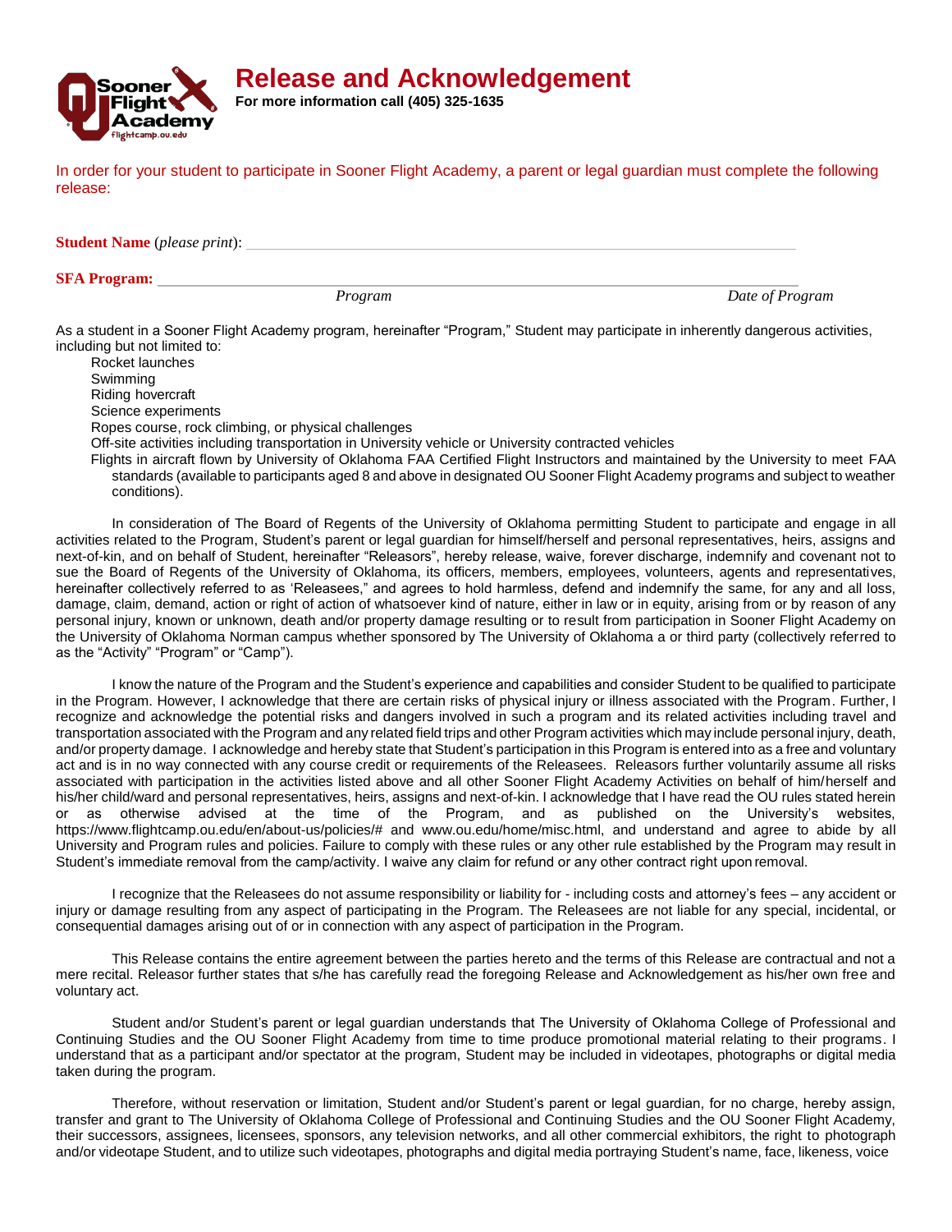# Release and Acknowledgement

**For more information call (405) 325-1635**

In order for your student to participate in Sooner Flight Academy, a parent or legal guardian must complete the following release:

**Student Name** (*please print*): ___________________________________________

**SFA Program:** ___________________________________________

*Program* *Date of Program*

As a student in a Sooner Flight Academy program, hereinafter "Program," Student may participate in inherently dangerous activities, including but not limited to:

- Rocket launches
- Swimming
- Riding hovercraft
- Science experiments
- Ropes course, rock climbing, or physical challenges
- Off-site activities including transportation in University vehicle or University contracted vehicles
- Flights in aircraft flown by University of Oklahoma FAA Certified Flight Instructors and maintained by the University to meet FAA standards (available to participants aged 8 and above in designated OU Sooner Flight Academy programs and subject to weather conditions).

In consideration of The Board of Regents of the University of Oklahoma permitting Student to participate and engage in all activities related to the Program, Student's parent or legal guardian for himself/herself and personal representatives, heirs, assigns and next-of-kin, and on behalf of Student, hereinafter "Releasors", hereby release, waive, forever discharge, indemnify and covenant not to sue the Board of Regents of the University of Oklahoma, its officers, members, employees, volunteers, agents and representatives, hereinafter collectively referred to as 'Releasees," and agrees to hold harmless, defend and indemnify the same, for any and all loss, damage, claim, demand, action or right of action of whatsoever kind of nature, either in law or in equity, arising from or by reason of any personal injury, known or unknown, death and/or property damage resulting or to result from participation in Sooner Flight Academy on the University of Oklahoma Norman campus whether sponsored by The University of Oklahoma a or third party (collectively referred to as the "Activity" "Program" or "Camp").

I know the nature of the Program and the Student's experience and capabilities and consider Student to be qualified to participate in the Program. However, I acknowledge that there are certain risks of physical injury or illness associated with the Program. Further, I recognize and acknowledge the potential risks and dangers involved in such a program and its related activities including travel and transportation associated with the Program and any related field trips and other Program activities which may include personal injury, death, and/or property damage. I acknowledge and hereby state that Student's participation in this Program is entered into as a free and voluntary act and is in no way connected with any course credit or requirements of the Releasees. Releasors further voluntarily assume all risks associated with participation in the activities listed above and all other Sooner Flight Academy Activities on behalf of him/herself and his/her child/ward and personal representatives, heirs, assigns and next-of-kin. I acknowledge that I have read the OU rules stated herein or as otherwise advised at the time of the Program, and as published on the University's websites, https://www.flightcamp.ou.edu/en/about-us/policies/# and www.ou.edu/home/misc.html, and understand and agree to abide by all University and Program rules and policies. Failure to comply with these rules or any other rule established by the Program may result in Student's immediate removal from the camp/activity. I waive any claim for refund or any other contract right upon removal.

I recognize that the Releasees do not assume responsibility or liability for - including costs and attorney's fees – any accident or injury or damage resulting from any aspect of participating in the Program. The Releasees are not liable for any special, incidental, or consequential damages arising out of or in connection with any aspect of participation in the Program.

This Release contains the entire agreement between the parties hereto and the terms of this Release are contractual and not a mere recital. Releasor further states that s/he has carefully read the foregoing Release and Acknowledgement as his/her own free and voluntary act.

Student and/or Student's parent or legal guardian understands that The University of Oklahoma College of Professional and Continuing Studies and the OU Sooner Flight Academy from time to time produce promotional material relating to their programs. I understand that as a participant and/or spectator at the program, Student may be included in videotapes, photographs or digital media taken during the program.

Therefore, without reservation or limitation, Student and/or Student's parent or legal guardian, for no charge, hereby assign, transfer and grant to The University of Oklahoma College of Professional and Continuing Studies and the OU Sooner Flight Academy, their successors, assignees, licensees, sponsors, any television networks, and all other commercial exhibitors, the right to photograph and/or videotape Student, and to utilize such videotapes, photographs and digital media portraying Student's name, face, likeness, voice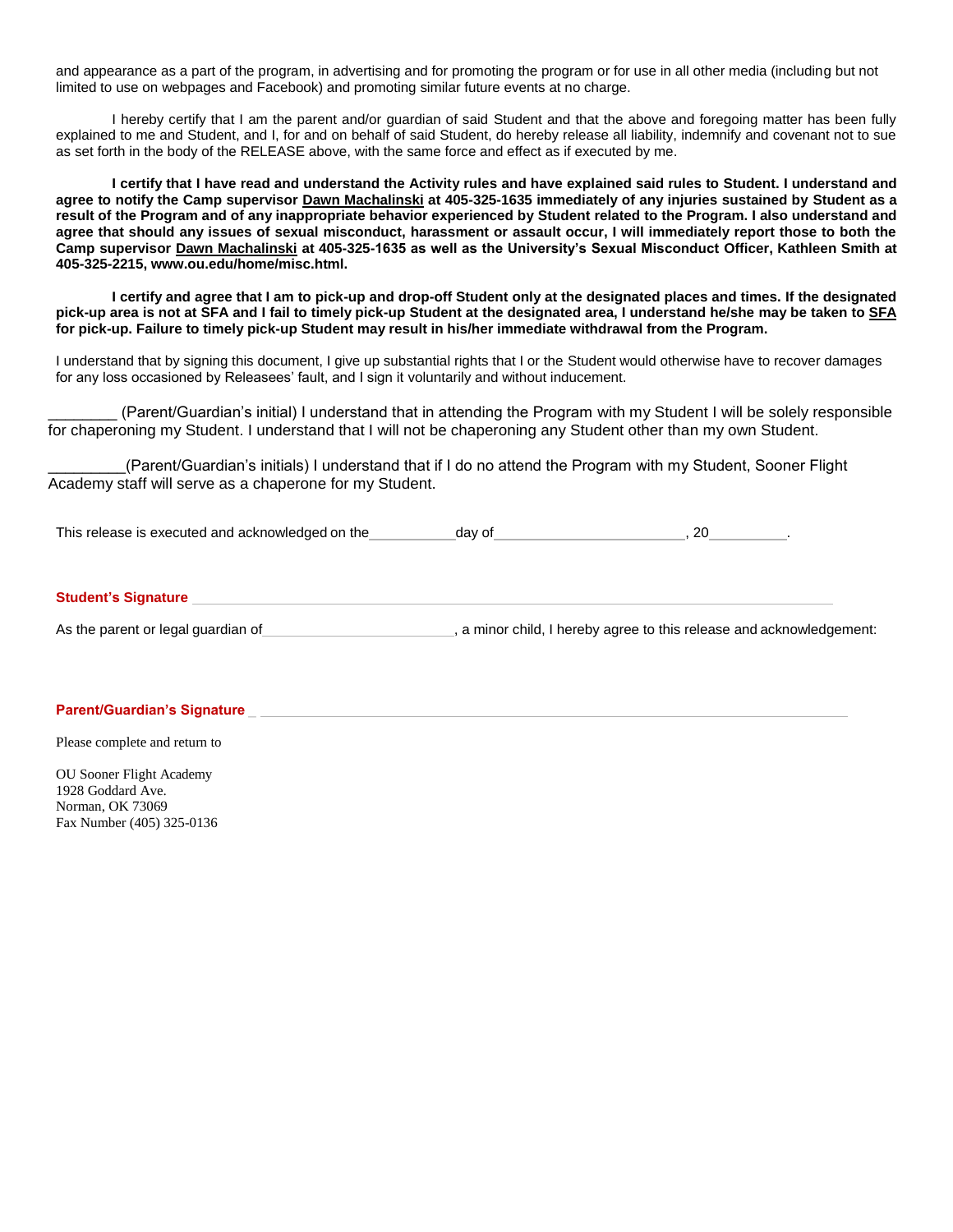and appearance as a part of the program, in advertising and for promoting the program or for use in all other media (including but not limited to use on webpages and Facebook) and promoting similar future events at no charge.

I hereby certify that I am the parent and/or guardian of said Student and that the above and foregoing matter has been fully explained to me and Student, and I, for and on behalf of said Student, do hereby release all liability, indemnify and covenant not to sue as set forth in the body of the RELEASE above, with the same force and effect as if executed by me.

**I certify that I have read and understand the Activity rules and have explained said rules to Student. I understand and agree to notify the Camp supervisor Dawn Machalinski at 405-325-1635 immediately of any injuries sustained by Student as a result of the Program and of any inappropriate behavior experienced by Student related to the Program. I also understand and agree that should any issues of sexual misconduct, harassment or assault occur, I will immediately report those to both the Camp supervisor Dawn Machalinski at 405-325-1635 as well as the University's Sexual Misconduct Officer, Kathleen Smith at 405-325-2215, www.ou.edu/home/misc.html.**

**I certify and agree that I am to pick-up and drop-off Student only at the designated places and times. If the designated pick-up area is not at SFA and I fail to timely pick-up Student at the designated area, I understand he/she may be taken to SFA for pick-up. Failure to timely pick-up Student may result in his/her immediate withdrawal from the Program.**

I understand that by signing this document, I give up substantial rights that I or the Student would otherwise have to recover damages for any loss occasioned by Releasees' fault, and I sign it voluntarily and without inducement.

________ (Parent/Guardian's initial) I understand that in attending the Program with my Student I will be solely responsible for chaperoning my Student. I understand that I will not be chaperoning any Student other than my own Student.

_________(Parent/Guardian's initials) I understand that if I do no attend the Program with my Student, Sooner Flight Academy staff will serve as a chaperone for my Student.

This release is executed and acknowledged on the___________day of________________________, 20__________.

**Student's Signature** ____________________________________________

As the parent or legal guardian of________________________, a minor child, I hereby agree to this release and acknowledgement:

**Parent/Guardian's Signature** ____________________________________________

Please complete and return to

OU Sooner Flight Academy
1928 Goddard Ave.
Norman, OK 73069
Fax Number (405) 325-0136